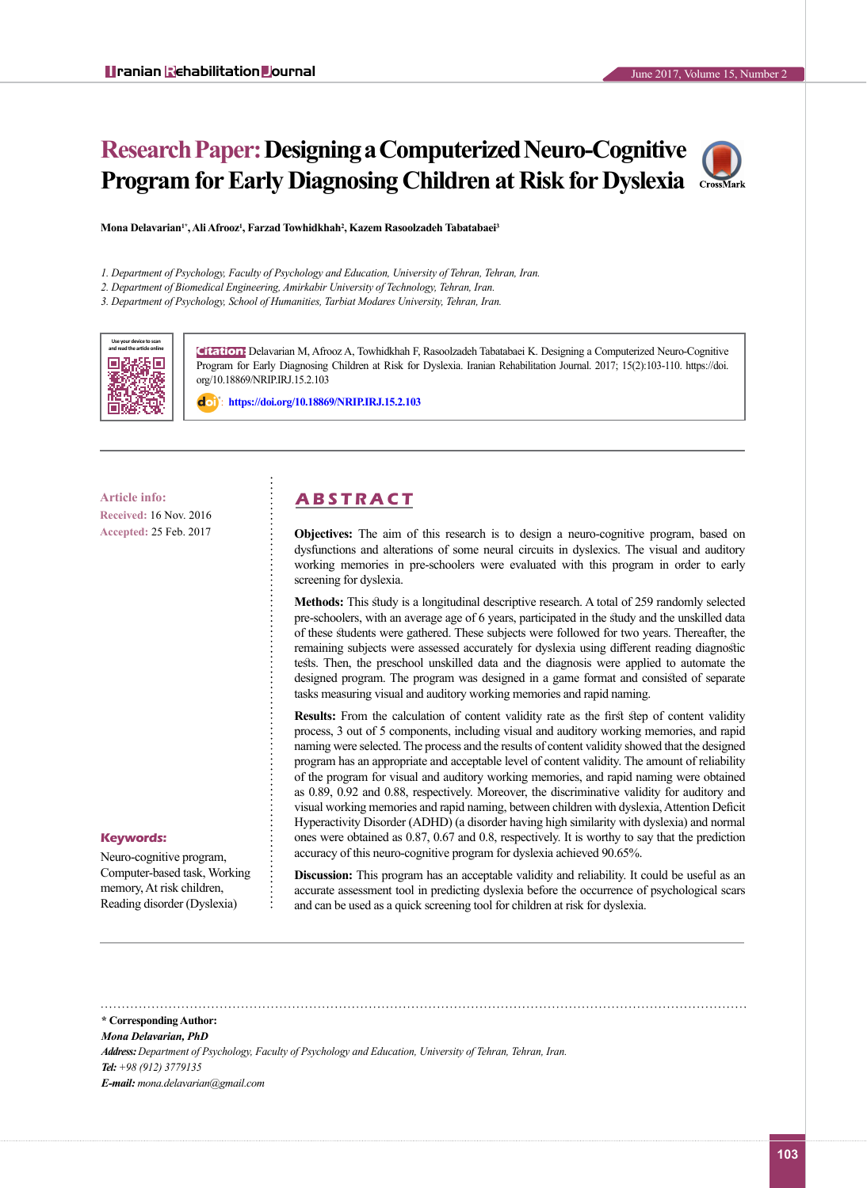# Research Paper: Designing a Computerized Neuro-Cognitive Program for Early Diagnosing Children at Risk for Dyslexia

**Mona Delavarian[1*], Ali Afrooz[1], Farzad Towhidkhah[2], Kazem Rasoolzadeh Tabatabaei[3]**

*1. Department of Psychology, Faculty of Psychology and Education, University of Tehran, Tehran, Iran.*
*2. Department of Biomedical Engineering, Amirkabir University of Technology, Tehran, Iran.*
*3. Department of Psychology, School of Humanities, Tarbiat Modares University, Tehran, Iran.*

**Citation:** Delavarian M, Afrooz A, Towhidkhah F, Rasoolzadeh Tabatabaei K. Designing a Computerized Neuro-Cognitive Program for Early Diagnosing Children at Risk for Dyslexia. Iranian Rehabilitation Journal. 2017; 15(2):103-110. https://doi.org/10.18869/NRIP.IRJ.15.2.103

**doi:** https://doi.org/10.18869/NRIP.IRJ.15.2.103

**Article info:**
**Received:** 16 Nov. 2016
**Accepted:** 25 Feb. 2017

## ABSTRACT

**Objectives:** The aim of this research is to design a neuro-cognitive program, based on dysfunctions and alterations of some neural circuits in dyslexics. The visual and auditory working memories in pre-schoolers were evaluated with this program in order to early screening for dyslexia.

**Methods:** This study is a longitudinal descriptive research. A total of 259 randomly selected pre-schoolers, with an average age of 6 years, participated in the study and the unskilled data of these students were gathered. These subjects were followed for two years. Thereafter, the remaining subjects were assessed accurately for dyslexia using different reading diagnostic tests. Then, the preschool unskilled data and the diagnosis were applied to automate the designed program. The program was designed in a game format and consisted of separate tasks measuring visual and auditory working memories and rapid naming.

**Results:** From the calculation of content validity rate as the first step of content validity process, 3 out of 5 components, including visual and auditory working memories, and rapid naming were selected. The process and the results of content validity showed that the designed program has an appropriate and acceptable level of content validity. The amount of reliability of the program for visual and auditory working memories, and rapid naming were obtained as 0.89, 0.92 and 0.88, respectively. Moreover, the discriminative validity for auditory and visual working memories and rapid naming, between children with dyslexia, Attention Deficit Hyperactivity Disorder (ADHD) (a disorder having high similarity with dyslexia) and normal ones were obtained as 0.87, 0.67 and 0.8, respectively. It is worthy to say that the prediction accuracy of this neuro-cognitive program for dyslexia achieved 90.65%.

**Discussion:** This program has an acceptable validity and reliability. It could be useful as an accurate assessment tool in predicting dyslexia before the occurrence of psychological scars and can be used as a quick screening tool for children at risk for dyslexia.

**Keywords:**
Neuro-cognitive program, Computer-based task, Working memory, At risk children, Reading disorder (Dyslexia)

---

**\* Corresponding Author:**
*Mona Delavarian, PhD*
***Address:*** *Department of Psychology, Faculty of Psychology and Education, University of Tehran, Tehran, Iran.*
***Tel:*** *+98 (912) 3779135*
***E-mail:*** *mona.delavarian@gmail.com*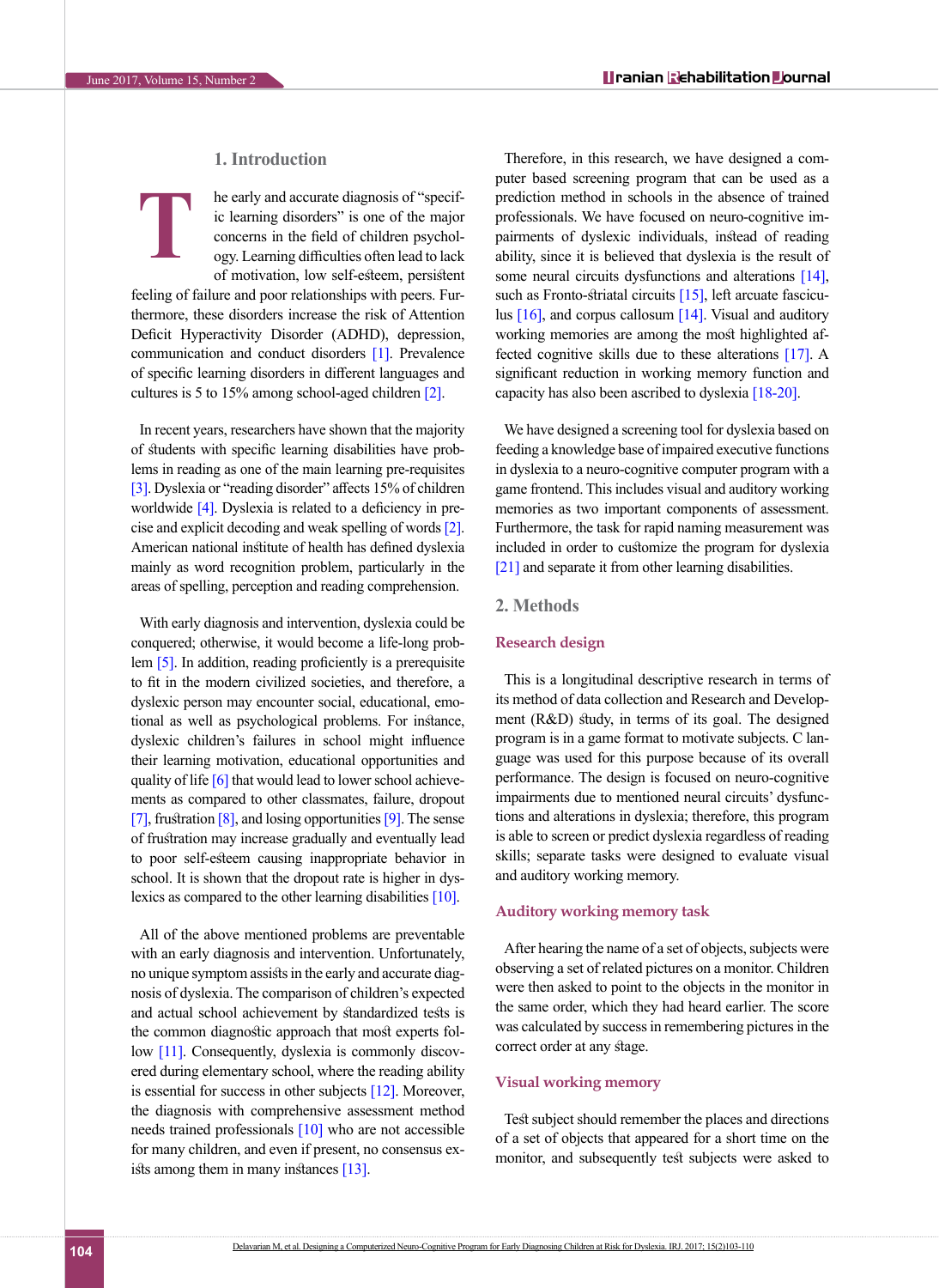## 1. Introduction

The early and accurate diagnosis of "specific learning disorders" is one of the major concerns in the field of children psychology. Learning difficulties often lead to lack of motivation, low self-esteem, persistent feeling of failure and poor relationships with peers. Furthermore, these disorders increase the risk of Attention Deficit Hyperactivity Disorder (ADHD), depression, communication and conduct disorders [1]. Prevalence of specific learning disorders in different languages and cultures is 5 to 15% among school-aged children [2].

In recent years, researchers have shown that the majority of students with specific learning disabilities have problems in reading as one of the main learning pre-requisites [3]. Dyslexia or "reading disorder" affects 15% of children worldwide [4]. Dyslexia is related to a deficiency in precise and explicit decoding and weak spelling of words [2]. American national institute of health has defined dyslexia mainly as word recognition problem, particularly in the areas of spelling, perception and reading comprehension.

With early diagnosis and intervention, dyslexia could be conquered; otherwise, it would become a life-long problem [5]. In addition, reading proficiently is a prerequisite to fit in the modern civilized societies, and therefore, a dyslexic person may encounter social, educational, emotional as well as psychological problems. For instance, dyslexic children's failures in school might influence their learning motivation, educational opportunities and quality of life [6] that would lead to lower school achievements as compared to other classmates, failure, dropout [7], frustration [8], and losing opportunities [9]. The sense of frustration may increase gradually and eventually lead to poor self-esteem causing inappropriate behavior in school. It is shown that the dropout rate is higher in dyslexics as compared to the other learning disabilities [10].

All of the above mentioned problems are preventable with an early diagnosis and intervention. Unfortunately, no unique symptom assists in the early and accurate diagnosis of dyslexia. The comparison of children's expected and actual school achievement by standardized tests is the common diagnostic approach that most experts follow [11]. Consequently, dyslexia is commonly discovered during elementary school, where the reading ability is essential for success in other subjects [12]. Moreover, the diagnosis with comprehensive assessment method needs trained professionals [10] who are not accessible for many children, and even if present, no consensus exists among them in many instances [13].

Therefore, in this research, we have designed a computer based screening program that can be used as a prediction method in schools in the absence of trained professionals. We have focused on neuro-cognitive impairments of dyslexic individuals, instead of reading ability, since it is believed that dyslexia is the result of some neural circuits dysfunctions and alterations [14], such as Fronto-striatal circuits [15], left arcuate fasciculus [16], and corpus callosum [14]. Visual and auditory working memories are among the most highlighted affected cognitive skills due to these alterations [17]. A significant reduction in working memory function and capacity has also been ascribed to dyslexia [18-20].

We have designed a screening tool for dyslexia based on feeding a knowledge base of impaired executive functions in dyslexia to a neuro-cognitive computer program with a game frontend. This includes visual and auditory working memories as two important components of assessment. Furthermore, the task for rapid naming measurement was included in order to customize the program for dyslexia [21] and separate it from other learning disabilities.

## 2. Methods

### Research design

This is a longitudinal descriptive research in terms of its method of data collection and Research and Development (R&D) study, in terms of its goal. The designed program is in a game format to motivate subjects. C language was used for this purpose because of its overall performance. The design is focused on neuro-cognitive impairments due to mentioned neural circuits' dysfunctions and alterations in dyslexia; therefore, this program is able to screen or predict dyslexia regardless of reading skills; separate tasks were designed to evaluate visual and auditory working memory.

### Auditory working memory task

After hearing the name of a set of objects, subjects were observing a set of related pictures on a monitor. Children were then asked to point to the objects in the monitor in the same order, which they had heard earlier. The score was calculated by success in remembering pictures in the correct order at any stage.

### Visual working memory

Test subject should remember the places and directions of a set of objects that appeared for a short time on the monitor, and subsequently test subjects were asked to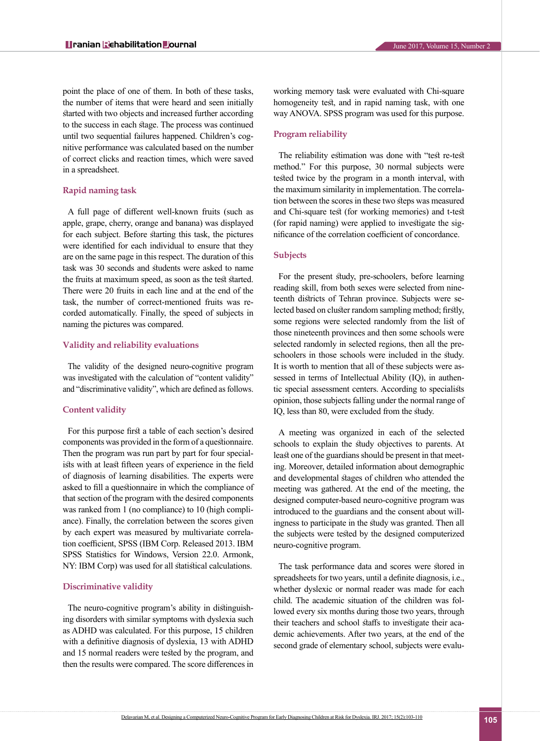point the place of one of them. In both of these tasks, the number of items that were heard and seen initially started with two objects and increased further according to the success in each stage. The process was continued until two sequential failures happened. Children's cognitive performance was calculated based on the number of correct clicks and reaction times, which were saved in a spreadsheet.

### Rapid naming task

A full page of different well-known fruits (such as apple, grape, cherry, orange and banana) was displayed for each subject. Before starting this task, the pictures were identified for each individual to ensure that they are on the same page in this respect. The duration of this task was 30 seconds and students were asked to name the fruits at maximum speed, as soon as the test started. There were 20 fruits in each line and at the end of the task, the number of correct-mentioned fruits was recorded automatically. Finally, the speed of subjects in naming the pictures was compared.

### Validity and reliability evaluations

The validity of the designed neuro-cognitive program was investigated with the calculation of "content validity" and "discriminative validity", which are defined as follows.

### Content validity

For this purpose first a table of each section's desired components was provided in the form of a questionnaire. Then the program was run part by part for four specialists with at least fifteen years of experience in the field of diagnosis of learning disabilities. The experts were asked to fill a questionnaire in which the compliance of that section of the program with the desired components was ranked from 1 (no compliance) to 10 (high compliance). Finally, the correlation between the scores given by each expert was measured by multivariate correlation coefficient, SPSS (IBM Corp. Released 2013. IBM SPSS Statistics for Windows, Version 22.0. Armonk, NY: IBM Corp) was used for all statistical calculations.

### Discriminative validity

The neuro-cognitive program's ability in distinguishing disorders with similar symptoms with dyslexia such as ADHD was calculated. For this purpose, 15 children with a definitive diagnosis of dyslexia, 13 with ADHD and 15 normal readers were tested by the program, and then the results were compared. The score differences in working memory task were evaluated with Chi-square homogeneity test, and in rapid naming task, with one way ANOVA. SPSS program was used for this purpose.

### Program reliability

The reliability estimation was done with "test re-test method." For this purpose, 30 normal subjects were tested twice by the program in a month interval, with the maximum similarity in implementation. The correlation between the scores in these two steps was measured and Chi-square test (for working memories) and t-test (for rapid naming) were applied to investigate the significance of the correlation coefficient of concordance.

### Subjects

For the present study, pre-schoolers, before learning reading skill, from both sexes were selected from nineteenth districts of Tehran province. Subjects were selected based on cluster random sampling method; firstly, some regions were selected randomly from the list of those nineteenth provinces and then some schools were selected randomly in selected regions, then all the pre-schoolers in those schools were included in the study. It is worth to mention that all of these subjects were assessed in terms of Intellectual Ability (IQ), in authentic special assessment centers. According to specialists opinion, those subjects falling under the normal range of IQ, less than 80, were excluded from the study.

A meeting was organized in each of the selected schools to explain the study objectives to parents. At least one of the guardians should be present in that meeting. Moreover, detailed information about demographic and developmental stages of children who attended the meeting was gathered. At the end of the meeting, the designed computer-based neuro-cognitive program was introduced to the guardians and the consent about willingness to participate in the study was granted. Then all the subjects were tested by the designed computerized neuro-cognitive program.

The task performance data and scores were stored in spreadsheets for two years, until a definite diagnosis, i.e., whether dyslexic or normal reader was made for each child. The academic situation of the children was followed every six months during those two years, through their teachers and school staffs to investigate their academic achievements. After two years, at the end of the second grade of elementary school, subjects were evalu-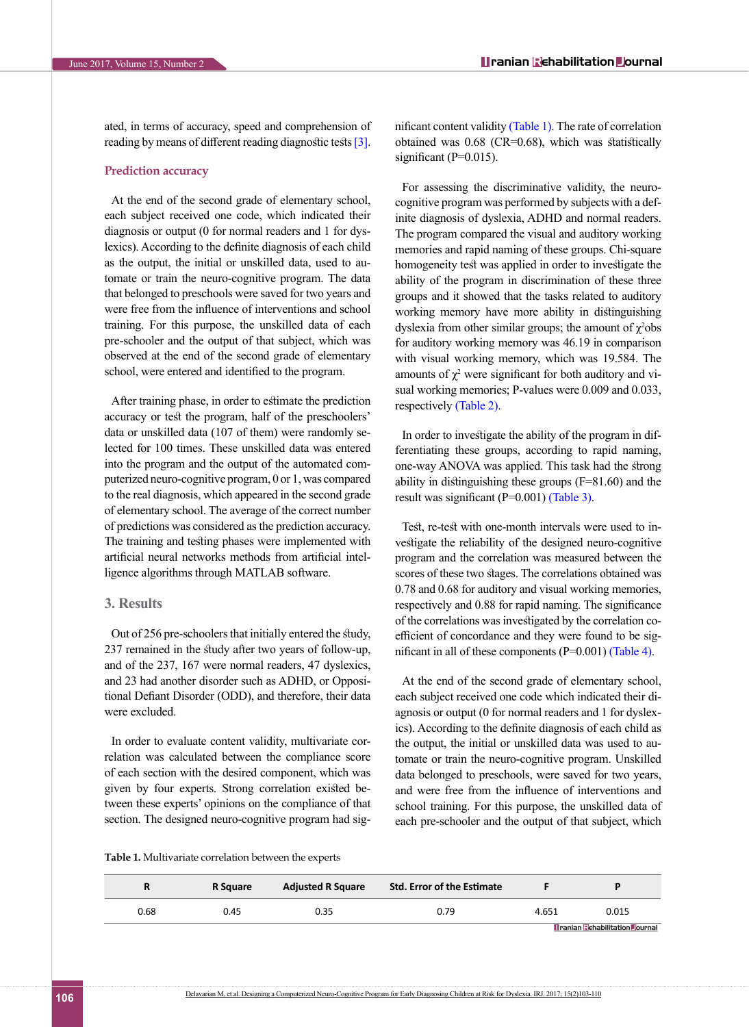ated, in terms of accuracy, speed and comprehension of reading by means of different reading diagnostic tests [3].

### Prediction accuracy

At the end of the second grade of elementary school, each subject received one code, which indicated their diagnosis or output (0 for normal readers and 1 for dyslexics). According to the definite diagnosis of each child as the output, the initial or unskilled data, used to automate or train the neuro-cognitive program. The data that belonged to preschools were saved for two years and were free from the influence of interventions and school training. For this purpose, the unskilled data of each pre-schooler and the output of that subject, which was observed at the end of the second grade of elementary school, were entered and identified to the program.

After training phase, in order to estimate the prediction accuracy or test the program, half of the preschoolers' data or unskilled data (107 of them) were randomly selected for 100 times. These unskilled data was entered into the program and the output of the automated computerized neuro-cognitive program, 0 or 1, was compared to the real diagnosis, which appeared in the second grade of elementary school. The average of the correct number of predictions was considered as the prediction accuracy. The training and testing phases were implemented with artificial neural networks methods from artificial intelligence algorithms through MATLAB software.

## 3. Results

Out of 256 pre-schoolers that initially entered the study, 237 remained in the study after two years of follow-up, and of the 237, 167 were normal readers, 47 dyslexics, and 23 had another disorder such as ADHD, or Oppositional Defiant Disorder (ODD), and therefore, their data were excluded.

In order to evaluate content validity, multivariate correlation was calculated between the compliance score of each section with the desired component, which was given by four experts. Strong correlation existed between these experts' opinions on the compliance of that section. The designed neuro-cognitive program had significant content validity (Table 1). The rate of correlation obtained was 0.68 (CR=0.68), which was statistically significant (P=0.015).

For assessing the discriminative validity, the neuro-cognitive program was performed by subjects with a definite diagnosis of dyslexia, ADHD and normal readers. The program compared the visual and auditory working memories and rapid naming of these groups. Chi-square homogeneity test was applied in order to investigate the ability of the program in discrimination of these three groups and it showed that the tasks related to auditory working memory have more ability in distinguishing dyslexia from other similar groups; the amount of $\chi^2$obs for auditory working memory was 46.19 in comparison with visual working memory, which was 19.584. The amounts of $\chi^2$ were significant for both auditory and visual working memories; P-values were 0.009 and 0.033, respectively (Table 2).

In order to investigate the ability of the program in differentiating these groups, according to rapid naming, one-way ANOVA was applied. This task had the strong ability in distinguishing these groups (F=81.60) and the result was significant (P=0.001) (Table 3).

Test, re-test with one-month intervals were used to investigate the reliability of the designed neuro-cognitive program and the correlation was measured between the scores of these two stages. The correlations obtained was 0.78 and 0.68 for auditory and visual working memories, respectively and 0.88 for rapid naming. The significance of the correlations was investigated by the correlation coefficient of concordance and they were found to be significant in all of these components (P=0.001) (Table 4).

At the end of the second grade of elementary school, each subject received one code which indicated their diagnosis or output (0 for normal readers and 1 for dyslexics). According to the definite diagnosis of each child as the output, the initial or unskilled data was used to automate or train the neuro-cognitive program. Unskilled data belonged to preschools, were saved for two years, and were free from the influence of interventions and school training. For this purpose, the unskilled data of each pre-schooler and the output of that subject, which

**Table 1.** Multivariate correlation between the experts

| R | R Square | Adjusted R Square | Std. Error of the Estimate | F | P |
|---|---|---|---|---|---|
| 0.68 | 0.45 | 0.35 | 0.79 | 4.651 | 0.015 |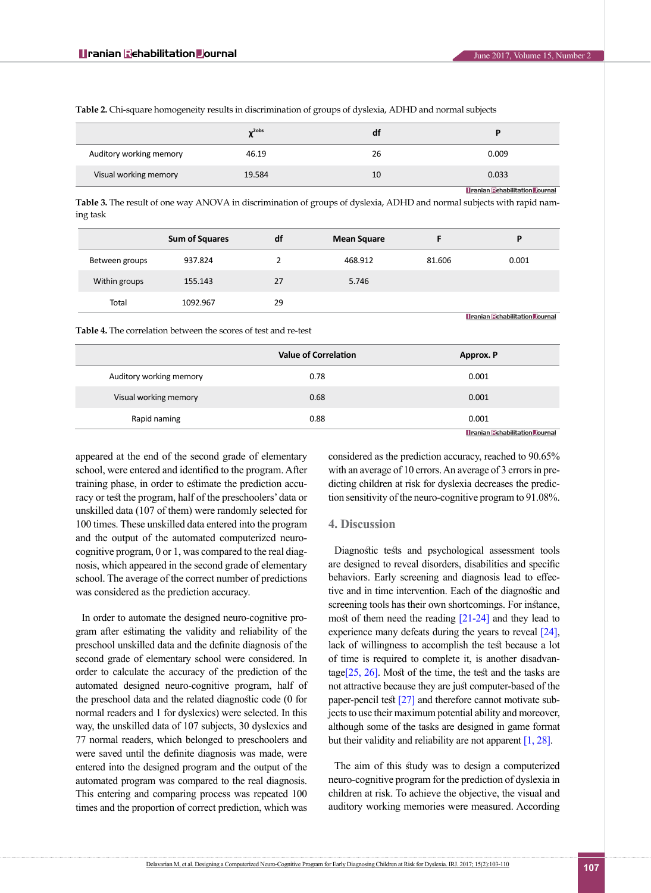**Table 2.** Chi-square homogeneity results in discrimination of groups of dyslexia, ADHD and normal subjects

| | $\chi^{2obs}$ | df | P |
|---|---|---|---|
| Auditory working memory | 46.19 | 26 | 0.009 |
| Visual working memory | 19.584 | 10 | 0.033 |

**Table 3.** The result of one way ANOVA in discrimination of groups of dyslexia, ADHD and normal subjects with rapid naming task

| | Sum of Squares | df | Mean Square | F | P |
|---|---|---|---|---|---|
| Between groups | 937.824 | 2 | 468.912 | 81.606 | 0.001 |
| Within groups | 155.143 | 27 | 5.746 | | |
| Total | 1092.967 | 29 | | | |

**Table 4.** The correlation between the scores of test and re-test

| | Value of Correlation | Approx. P |
|---|---|---|
| Auditory working memory | 0.78 | 0.001 |
| Visual working memory | 0.68 | 0.001 |
| Rapid naming | 0.88 | 0.001 |

appeared at the end of the second grade of elementary school, were entered and identified to the program. After training phase, in order to estimate the prediction accuracy or test the program, half of the preschoolers' data or unskilled data (107 of them) were randomly selected for 100 times. These unskilled data entered into the program and the output of the automated computerized neuro-cognitive program, 0 or 1, was compared to the real diagnosis, which appeared in the second grade of elementary school. The average of the correct number of predictions was considered as the prediction accuracy.

In order to automate the designed neuro-cognitive program after estimating the validity and reliability of the preschool unskilled data and the definite diagnosis of the second grade of elementary school were considered. In order to calculate the accuracy of the prediction of the automated designed neuro-cognitive program, half of the preschool data and the related diagnostic code (0 for normal readers and 1 for dyslexics) were selected. In this way, the unskilled data of 107 subjects, 30 dyslexics and 77 normal readers, which belonged to preschoolers and were saved until the definite diagnosis was made, were entered into the designed program and the output of the automated program was compared to the real diagnosis. This entering and comparing process was repeated 100 times and the proportion of correct prediction, which was considered as the prediction accuracy, reached to 90.65% with an average of 10 errors. An average of 3 errors in predicting children at risk for dyslexia decreases the prediction sensitivity of the neuro-cognitive program to 91.08%.

## 4. Discussion

Diagnostic tests and psychological assessment tools are designed to reveal disorders, disabilities and specific behaviors. Early screening and diagnosis lead to effective and in time intervention. Each of the diagnostic and screening tools has their own shortcomings. For instance, most of them need the reading [21-24] and they lead to experience many defeats during the years to reveal [24], lack of willingness to accomplish the test because a lot of time is required to complete it, is another disadvantage[25, 26]. Most of the time, the test and the tasks are not attractive because they are just computer-based of the paper-pencil test [27] and therefore cannot motivate subjects to use their maximum potential ability and moreover, although some of the tasks are designed in game format but their validity and reliability are not apparent [1, 28].

The aim of this study was to design a computerized neuro-cognitive program for the prediction of dyslexia in children at risk. To achieve the objective, the visual and auditory working memories were measured. According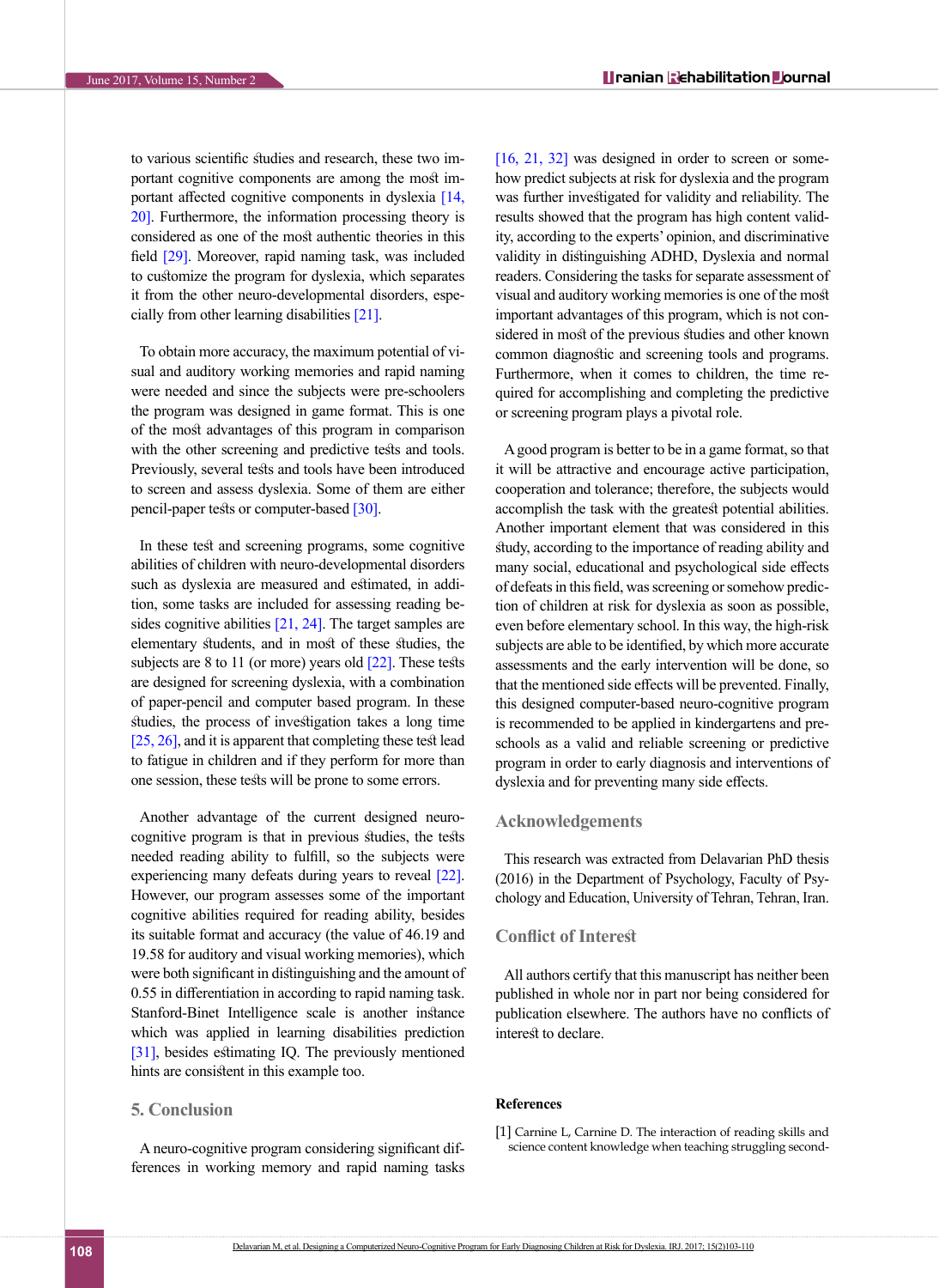to various scientific studies and research, these two important cognitive components are among the most important affected cognitive components in dyslexia [14, 20]. Furthermore, the information processing theory is considered as one of the most authentic theories in this field [29]. Moreover, rapid naming task, was included to customize the program for dyslexia, which separates it from the other neuro-developmental disorders, especially from other learning disabilities [21].

To obtain more accuracy, the maximum potential of visual and auditory working memories and rapid naming were needed and since the subjects were pre-schoolers the program was designed in game format. This is one of the most advantages of this program in comparison with the other screening and predictive tests and tools. Previously, several tests and tools have been introduced to screen and assess dyslexia. Some of them are either pencil-paper tests or computer-based [30].

In these test and screening programs, some cognitive abilities of children with neuro-developmental disorders such as dyslexia are measured and estimated, in addition, some tasks are included for assessing reading besides cognitive abilities [21, 24]. The target samples are elementary students, and in most of these studies, the subjects are 8 to 11 (or more) years old [22]. These tests are designed for screening dyslexia, with a combination of paper-pencil and computer based program. In these studies, the process of investigation takes a long time [25, 26], and it is apparent that completing these test lead to fatigue in children and if they perform for more than one session, these tests will be prone to some errors.

Another advantage of the current designed neuro-cognitive program is that in previous studies, the tests needed reading ability to fulfill, so the subjects were experiencing many defeats during years to reveal [22]. However, our program assesses some of the important cognitive abilities required for reading ability, besides its suitable format and accuracy (the value of 46.19 and 19.58 for auditory and visual working memories), which were both significant in distinguishing and the amount of 0.55 in differentiation in according to rapid naming task. Stanford-Binet Intelligence scale is another instance which was applied in learning disabilities prediction [31], besides estimating IQ. The previously mentioned hints are consistent in this example too.

## 5. Conclusion

A neuro-cognitive program considering significant differences in working memory and rapid naming tasks [16, 21, 32] was designed in order to screen or somehow predict subjects at risk for dyslexia and the program was further investigated for validity and reliability. The results showed that the program has high content validity, according to the experts' opinion, and discriminative validity in distinguishing ADHD, Dyslexia and normal readers. Considering the tasks for separate assessment of visual and auditory working memories is one of the most important advantages of this program, which is not considered in most of the previous studies and other known common diagnostic and screening tools and programs. Furthermore, when it comes to children, the time required for accomplishing and completing the predictive or screening program plays a pivotal role.

A good program is better to be in a game format, so that it will be attractive and encourage active participation, cooperation and tolerance; therefore, the subjects would accomplish the task with the greatest potential abilities. Another important element that was considered in this study, according to the importance of reading ability and many social, educational and psychological side effects of defeats in this field, was screening or somehow prediction of children at risk for dyslexia as soon as possible, even before elementary school. In this way, the high-risk subjects are able to be identified, by which more accurate assessments and the early intervention will be done, so that the mentioned side effects will be prevented. Finally, this designed computer-based neuro-cognitive program is recommended to be applied in kindergartens and pre-schools as a valid and reliable screening or predictive program in order to early diagnosis and interventions of dyslexia and for preventing many side effects.

## Acknowledgements

This research was extracted from Delavarian PhD thesis (2016) in the Department of Psychology, Faculty of Psychology and Education, University of Tehran, Tehran, Iran.

## Conflict of Interest

All authors certify that this manuscript has neither been published in whole nor in part nor being considered for publication elsewhere. The authors have no conflicts of interest to declare.

### References

[1] Carnine L, Carnine D. The interaction of reading skills and science content knowledge when teaching struggling second-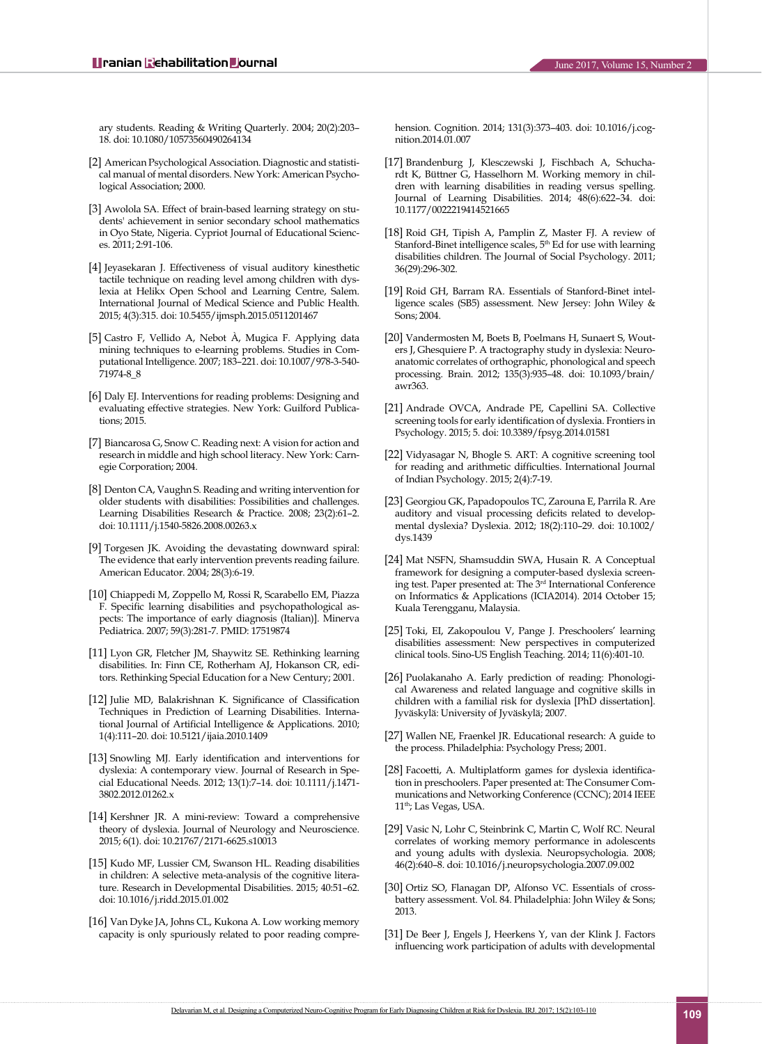ary students. Reading & Writing Quarterly. 2004; 20(2):203–18. doi: 10.1080/10573560490264134

[2] American Psychological Association. Diagnostic and statistical manual of mental disorders. New York: American Psychological Association; 2000.

[3] Awolola SA. Effect of brain-based learning strategy on students' achievement in senior secondary school mathematics in Oyo State, Nigeria. Cypriot Journal of Educational Sciences. 2011; 2:91-106.

[4] Jeyasekaran J. Effectiveness of visual auditory kinesthetic tactile technique on reading level among children with dyslexia at Helikx Open School and Learning Centre, Salem. International Journal of Medical Science and Public Health. 2015; 4(3):315. doi: 10.5455/ijmsph.2015.0511201467

[5] Castro F, Vellido A, Nebot À, Mugica F. Applying data mining techniques to e-learning problems. Studies in Computational Intelligence. 2007; 183–221. doi: 10.1007/978-3-540-71974-8_8

[6] Daly EJ. Interventions for reading problems: Designing and evaluating effective strategies. New York: Guilford Publications; 2015.

[7] Biancarosa G, Snow C. Reading next: A vision for action and research in middle and high school literacy. New York: Carnegie Corporation; 2004.

[8] Denton CA, Vaughn S. Reading and writing intervention for older students with disabilities: Possibilities and challenges. Learning Disabilities Research & Practice. 2008; 23(2):61–2. doi: 10.1111/j.1540-5826.2008.00263.x

[9] Torgesen JK. Avoiding the devastating downward spiral: The evidence that early intervention prevents reading failure. American Educator. 2004; 28(3):6-19.

[10] Chiappedi M, Zoppello M, Rossi R, Scarabello EM, Piazza F. Specific learning disabilities and psychopathological aspects: The importance of early diagnosis (Italian)]. Minerva Pediatrica. 2007; 59(3):281-7. PMID: 17519874

[11] Lyon GR, Fletcher JM, Shaywitz SE. Rethinking learning disabilities. In: Finn CE, Rotherham AJ, Hokanson CR, editors. Rethinking Special Education for a New Century; 2001.

[12] Julie MD, Balakrishnan K. Significance of Classification Techniques in Prediction of Learning Disabilities. International Journal of Artificial Intelligence & Applications. 2010; 1(4):111–20. doi: 10.5121/ijaia.2010.1409

[13] Snowling MJ. Early identification and interventions for dyslexia: A contemporary view. Journal of Research in Special Educational Needs. 2012; 13(1):7–14. doi: 10.1111/j.1471-3802.2012.01262.x

[14] Kershner JR. A mini-review: Toward a comprehensive theory of dyslexia. Journal of Neurology and Neuroscience. 2015; 6(1). doi: 10.21767/2171-6625.s10013

[15] Kudo MF, Lussier CM, Swanson HL. Reading disabilities in children: A selective meta-analysis of the cognitive literature. Research in Developmental Disabilities. 2015; 40:51–62. doi: 10.1016/j.ridd.2015.01.002

[16] Van Dyke JA, Johns CL, Kukona A. Low working memory capacity is only spuriously related to poor reading comprehension. Cognition. 2014; 131(3):373–403. doi: 10.1016/j.cognition.2014.01.007

[17] Brandenburg J, Klesczewski J, Fischbach A, Schuchardt K, Büttner G, Hasselhorn M. Working memory in children with learning disabilities in reading versus spelling. Journal of Learning Disabilities. 2014; 48(6):622–34. doi: 10.1177/0022219414521665

[18] Roid GH, Tipish A, Pamplin Z, Master FJ. A review of Stanford-Binet intelligence scales, 5th Ed for use with learning disabilities children. The Journal of Social Psychology. 2011; 36(29):296-302.

[19] Roid GH, Barram RA. Essentials of Stanford-Binet intelligence scales (SB5) assessment. New Jersey: John Wiley & Sons; 2004.

[20] Vandermosten M, Boets B, Poelmans H, Sunaert S, Wouters J, Ghesquiere P. A tractography study in dyslexia: Neuroanatomic correlates of orthographic, phonological and speech processing. Brain. 2012; 135(3):935–48. doi: 10.1093/brain/awr363.

[21] Andrade OVCA, Andrade PE, Capellini SA. Collective screening tools for early identification of dyslexia. Frontiers in Psychology. 2015; 5. doi: 10.3389/fpsyg.2014.01581

[22] Vidyasagar N, Bhogle S. ART: A cognitive screening tool for reading and arithmetic difficulties. International Journal of Indian Psychology. 2015; 2(4):7-19.

[23] Georgiou GK, Papadopoulos TC, Zarouna E, Parrila R. Are auditory and visual processing deficits related to developmental dyslexia? Dyslexia. 2012; 18(2):110–29. doi: 10.1002/dys.1439

[24] Mat NSFN, Shamsuddin SWA, Husain R. A Conceptual framework for designing a computer-based dyslexia screening test. Paper presented at: The 3rd International Conference on Informatics & Applications (ICIA2014). 2014 October 15; Kuala Terengganu, Malaysia.

[25] Toki, EI, Zakopoulou V, Pange J. Preschoolers' learning disabilities assessment: New perspectives in computerized clinical tools. Sino-US English Teaching. 2014; 11(6):401-10.

[26] Puolakanaho A. Early prediction of reading: Phonological Awareness and related language and cognitive skills in children with a familial risk for dyslexia [PhD dissertation]. Jyväskylä: University of Jyväskylä; 2007.

[27] Wallen NE, Fraenkel JR. Educational research: A guide to the process. Philadelphia: Psychology Press; 2001.

[28] Facoetti, A. Multiplatform games for dyslexia identification in preschoolers. Paper presented at: The Consumer Communications and Networking Conference (CCNC); 2014 IEEE 11th; Las Vegas, USA.

[29] Vasic N, Lohr C, Steinbrink C, Martin C, Wolf RC. Neural correlates of working memory performance in adolescents and young adults with dyslexia. Neuropsychologia. 2008; 46(2):640–8. doi: 10.1016/j.neuropsychologia.2007.09.002

[30] Ortiz SO, Flanagan DP, Alfonso VC. Essentials of cross-battery assessment. Vol. 84. Philadelphia: John Wiley & Sons; 2013.

[31] De Beer J, Engels J, Heerkens Y, van der Klink J. Factors influencing work participation of adults with developmental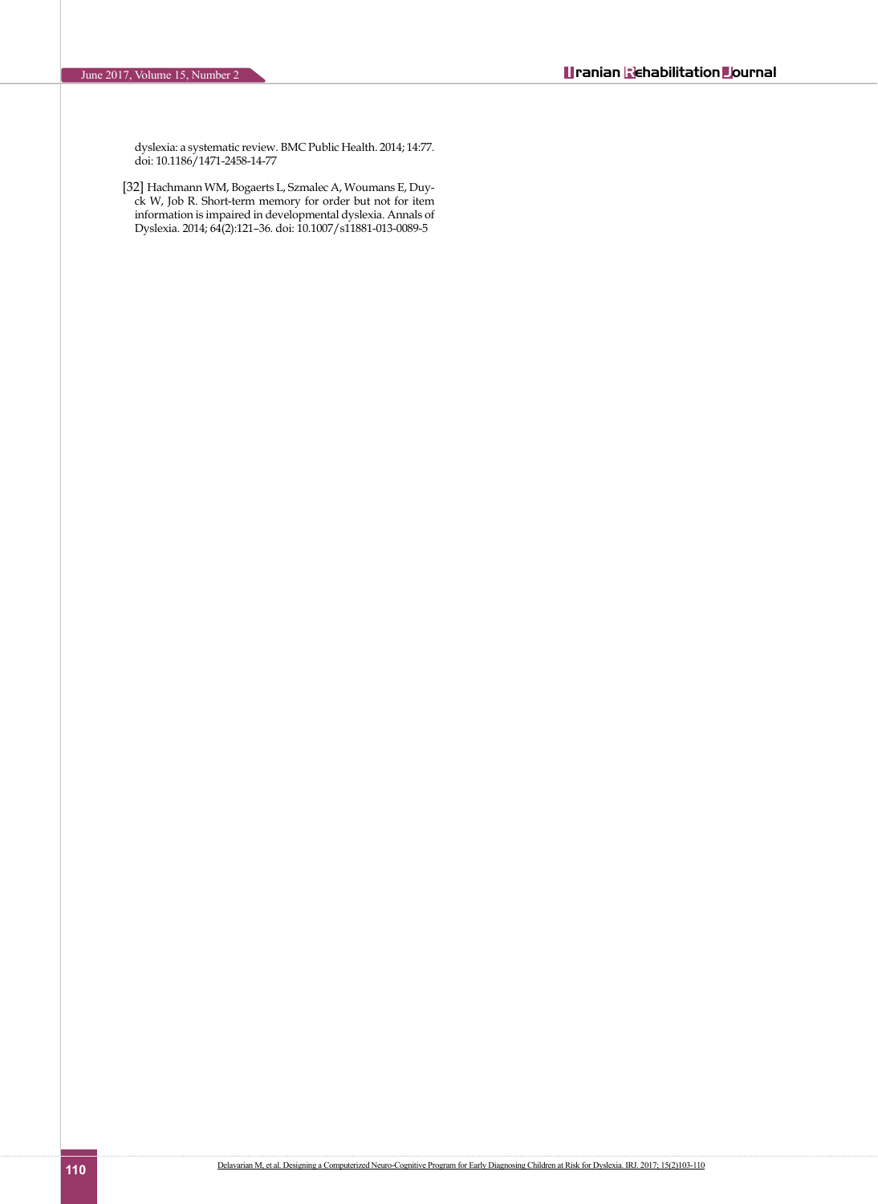dyslexia: a systematic review. BMC Public Health. 2014; 14:77. doi: 10.1186/1471-2458-14-77

[32] Hachmann WM, Bogaerts L, Szmalec A, Woumans E, Duyck W, Job R. Short-term memory for order but not for item information is impaired in developmental dyslexia. Annals of Dyslexia. 2014; 64(2):121–36. doi: 10.1007/s11881-013-0089-5